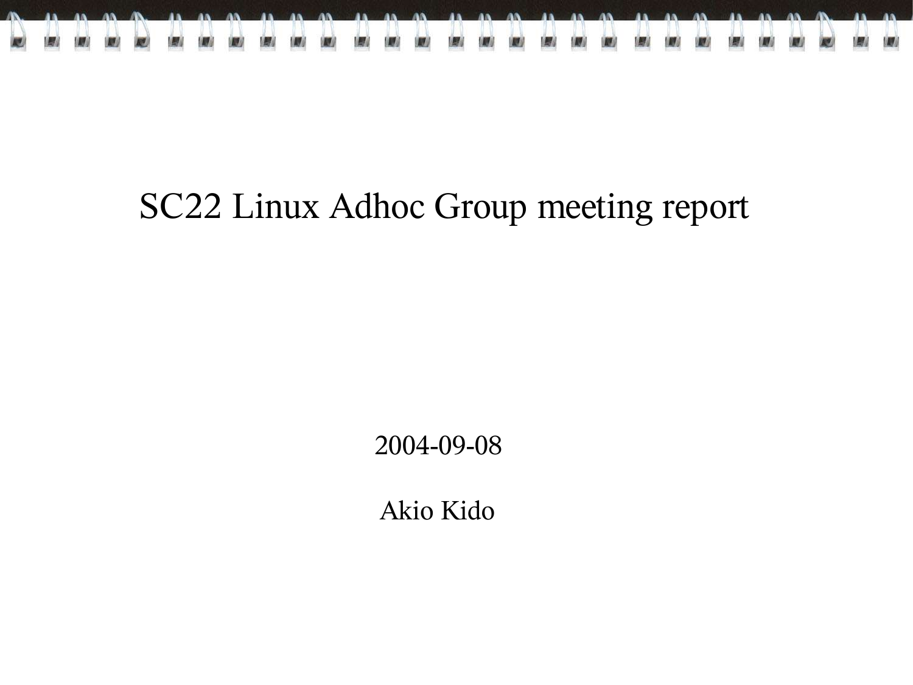# SC22 Linux Adhoc Group meeting report

2004-09-08

Akio Kido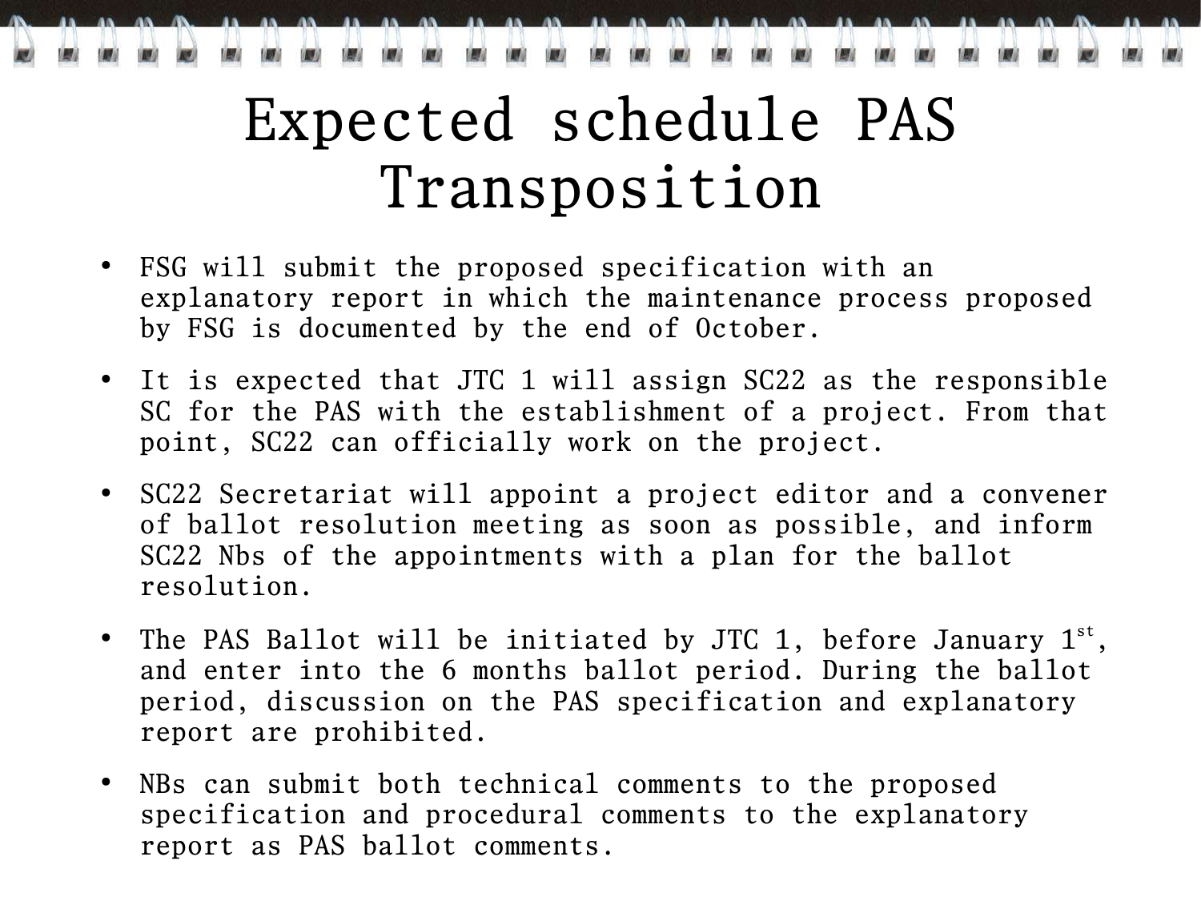# Expected schedule PAS Transposition

- FSG will submit the proposed specification with an explanatory report in which the maintenance process proposed by FSG is documented by the end of October.
- It is expected that JTC 1 will assign SC22 as the responsible SC for the PAS with the establishment of a project. From that point, SC22 can officially work on the project.
- SC22 Secretariat will appoint a project editor and a convener of ballot resolution meeting as soon as possible, and inform SC22 Nbs of the appointments with a plan for the ballot resolution.
- The PAS Ballot will be initiated by JTC 1, before January 1st, and enter into the 6 months ballot period. During the ballot period, discussion on the PAS specification and explanatory report are prohibited.
- NBs can submit both technical comments to the proposed specification and procedural comments to the explanatory report as PAS ballot comments.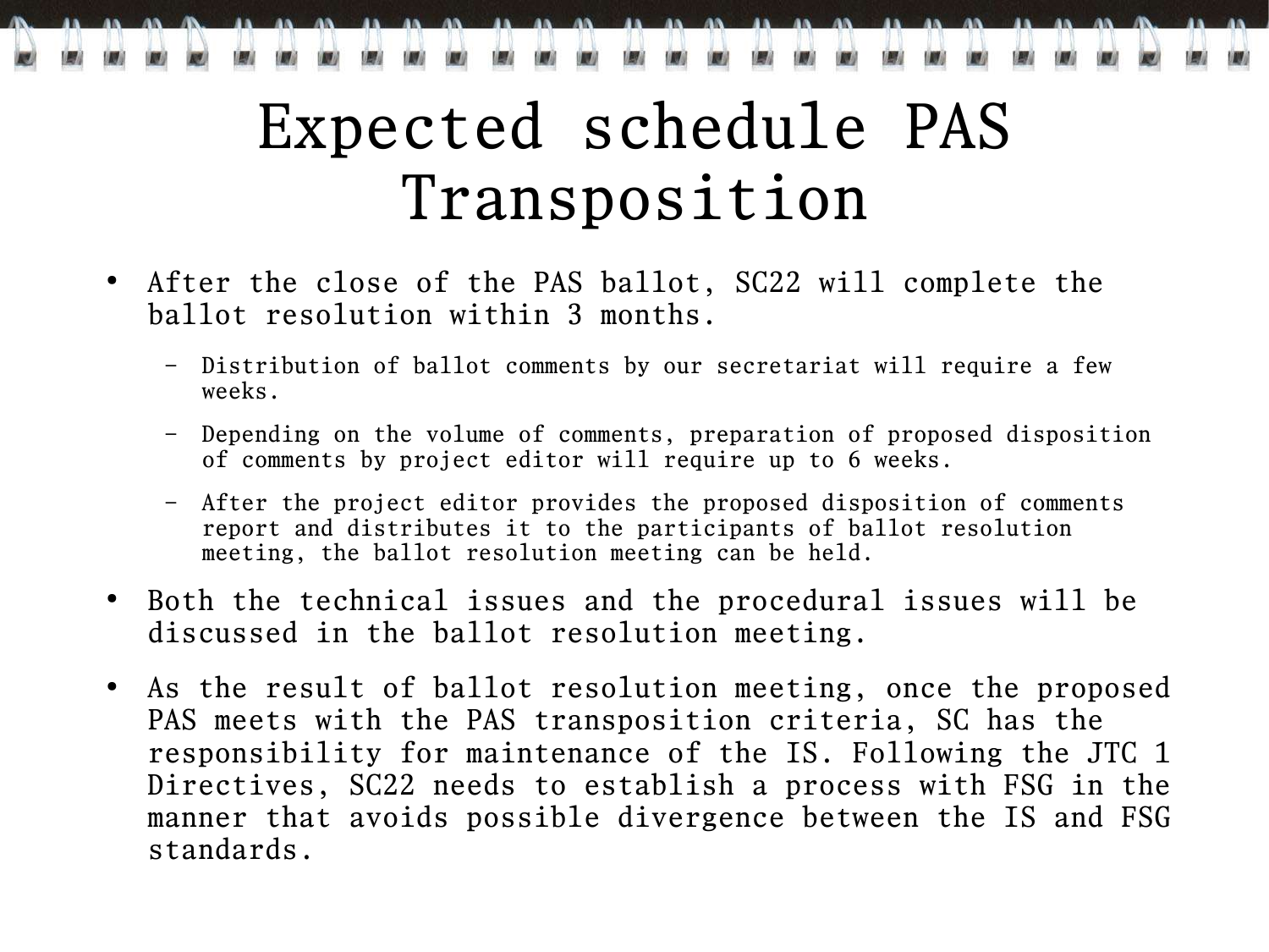# Expected schedule PAS Transposition

- After the close of the PAS ballot, SC22 will complete the ballot resolution within 3 months.
  - Distribution of ballot comments by our secretariat will require a few weeks.
  - Depending on the volume of comments, preparation of proposed disposition of comments by project editor will require up to 6 weeks.
  - After the project editor provides the proposed disposition of comments report and distributes it to the participants of ballot resolution meeting, the ballot resolution meeting can be held.
- Both the technical issues and the procedural issues will be discussed in the ballot resolution meeting.
- As the result of ballot resolution meeting, once the proposed PAS meets with the PAS transposition criteria, SC has the responsibility for maintenance of the IS. Following the JTC 1 Directives, SC22 needs to establish a process with FSG in the manner that avoids possible divergence between the IS and FSG standards.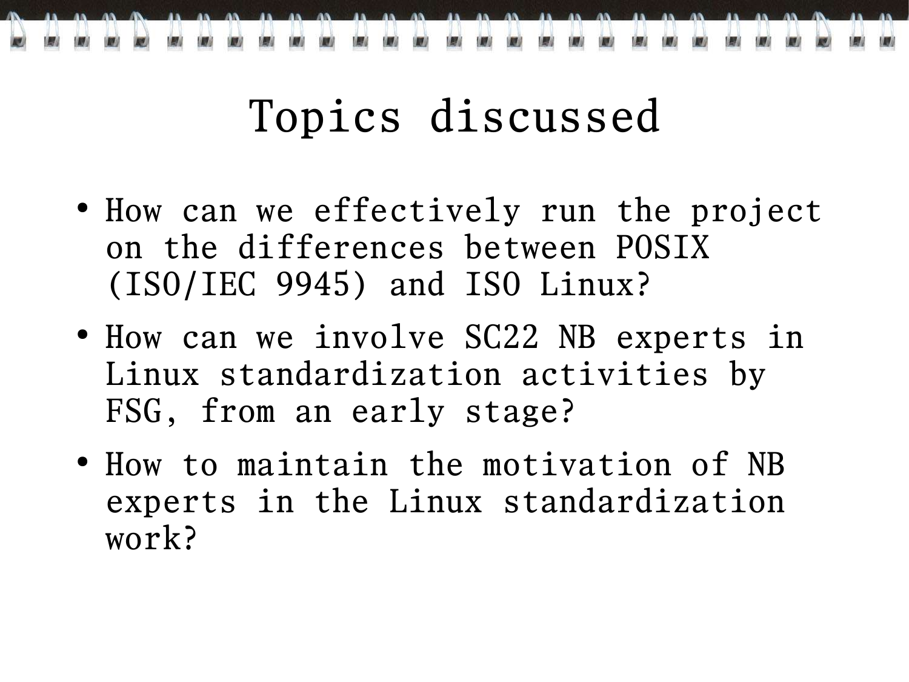# Topics discussed

- How can we effectively run the project on the differences between POSIX (ISO/IEC 9945) and ISO Linux?
- How can we involve SC22 NB experts in Linux standardization activities by FSG, from an early stage?
- How to maintain the motivation of NB experts in the Linux standardization work?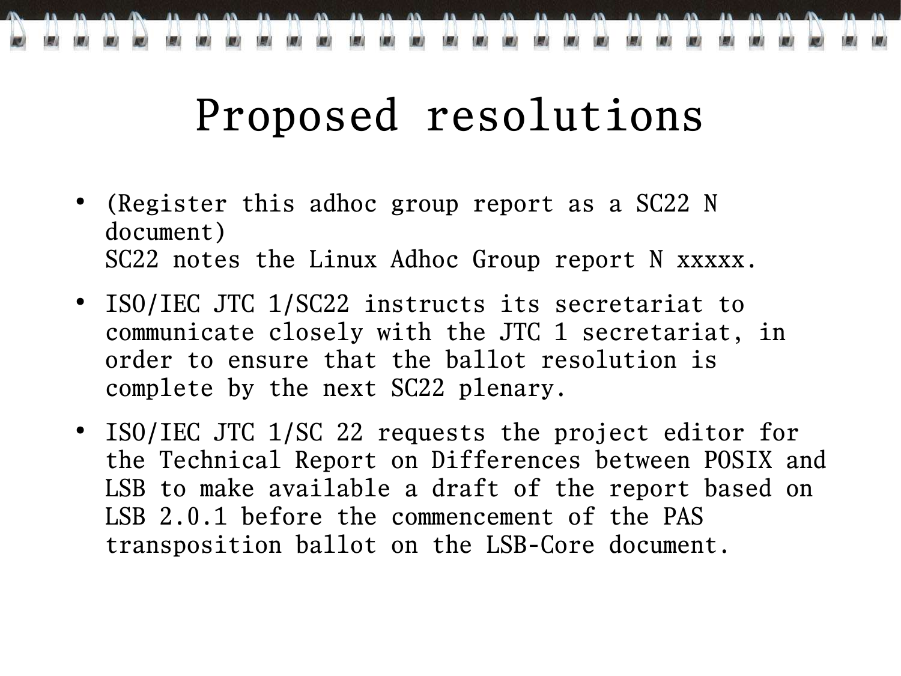# Proposed resolutions

- (Register this adhoc group report as a SC22 N document)
  SC22 notes the Linux Adhoc Group report N xxxxx.
- ISO/IEC JTC 1/SC22 instructs its secretariat to communicate closely with the JTC 1 secretariat, in order to ensure that the ballot resolution is complete by the next SC22 plenary.
- ISO/IEC JTC 1/SC 22 requests the project editor for the Technical Report on Differences between POSIX and LSB to make available a draft of the report based on LSB 2.0.1 before the commencement of the PAS transposition ballot on the LSB-Core document.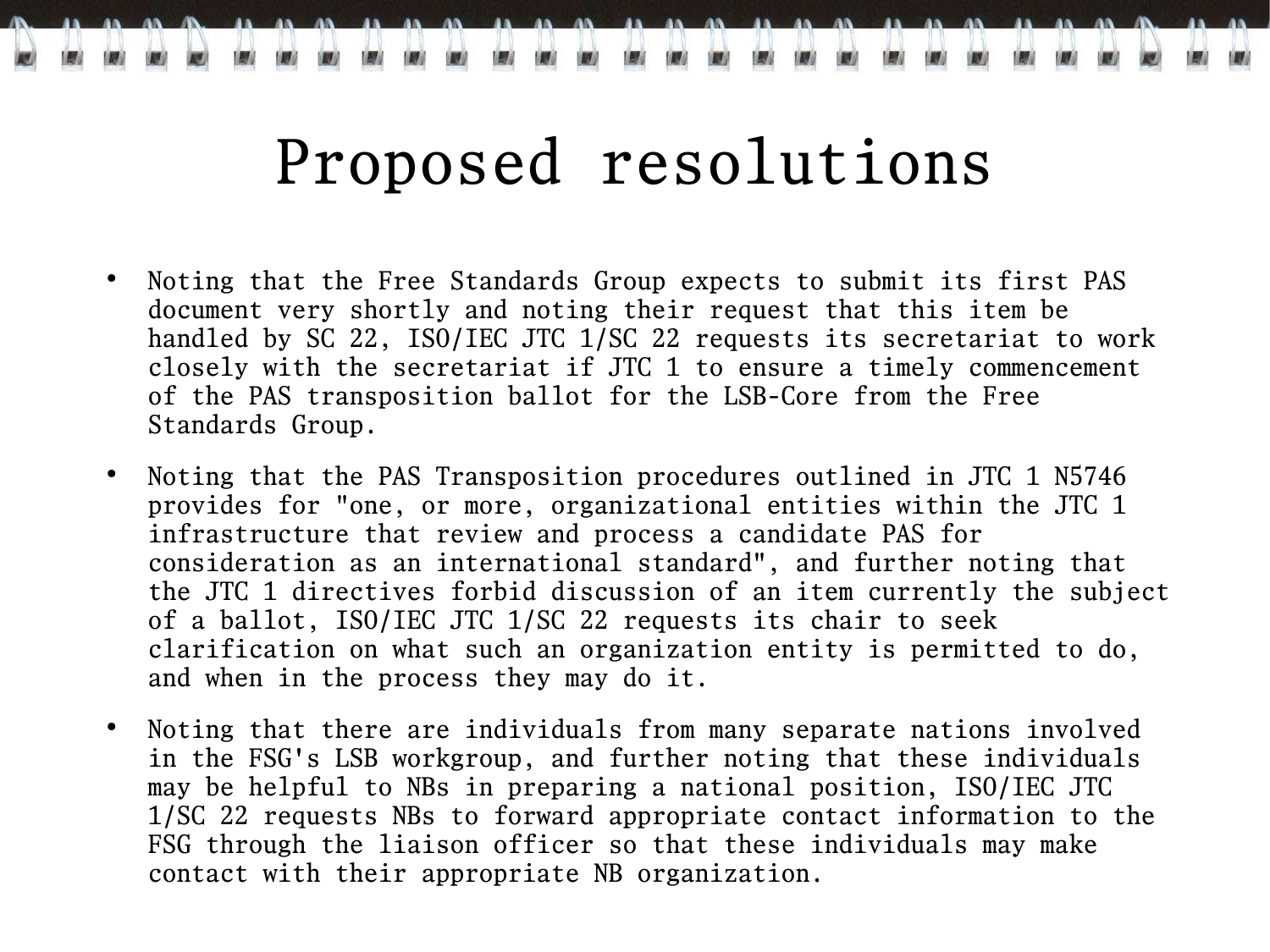# Proposed resolutions

- Noting that the Free Standards Group expects to submit its first PAS document very shortly and noting their request that this item be handled by SC 22, ISO/IEC JTC 1/SC 22 requests its secretariat to work closely with the secretariat if JTC 1 to ensure a timely commencement of the PAS transposition ballot for the LSB-Core from the Free Standards Group.
- Noting that the PAS Transposition procedures outlined in JTC 1 N5746 provides for "one, or more, organizational entities within the JTC 1 infrastructure that review and process a candidate PAS for consideration as an international standard", and further noting that the JTC 1 directives forbid discussion of an item currently the subject of a ballot, ISO/IEC JTC 1/SC 22 requests its chair to seek clarification on what such an organization entity is permitted to do, and when in the process they may do it.
- Noting that there are individuals from many separate nations involved in the FSG's LSB workgroup, and further noting that these individuals may be helpful to NBs in preparing a national position, ISO/IEC JTC 1/SC 22 requests NBs to forward appropriate contact information to the FSG through the liaison officer so that these individuals may make contact with their appropriate NB organization.